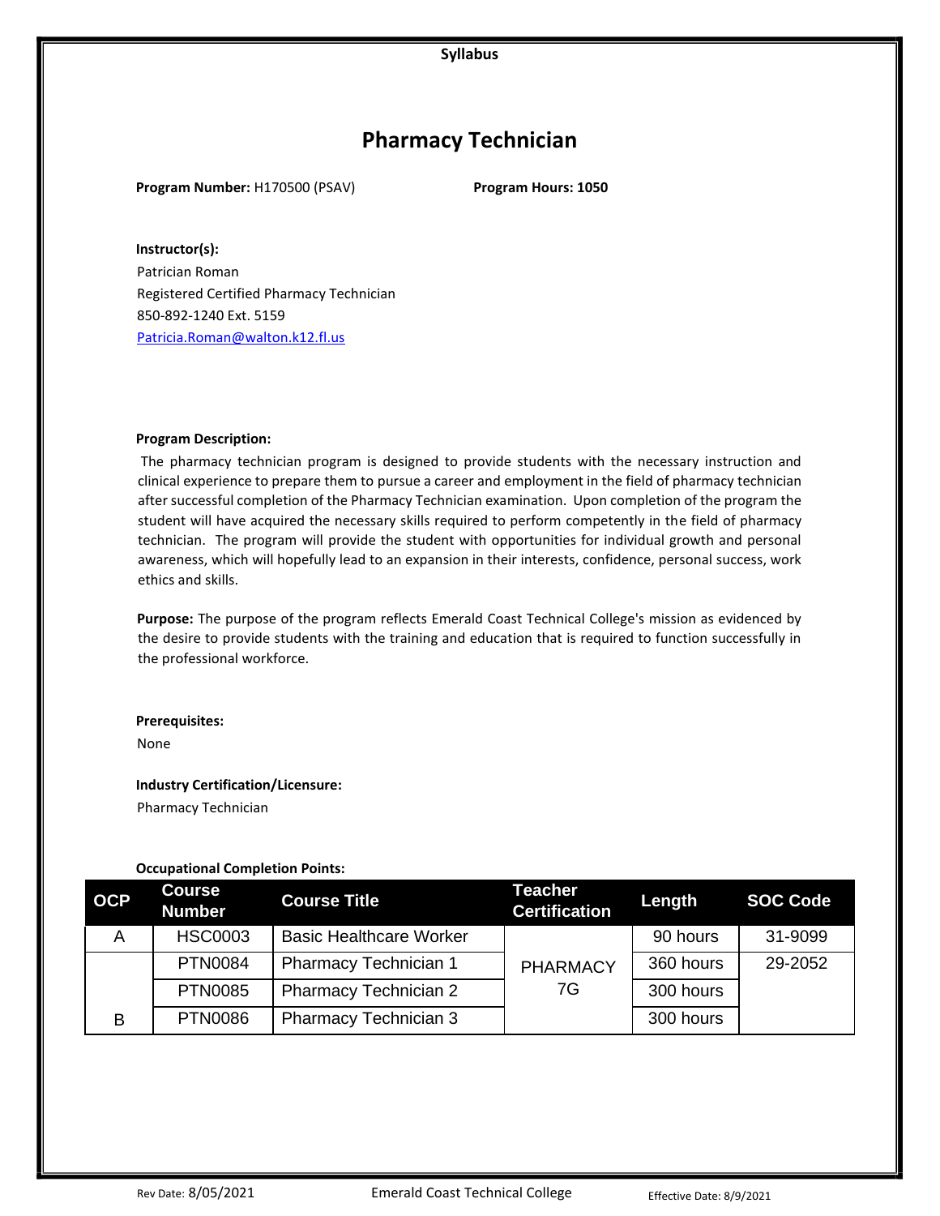**Syllabus**

# Pharmacy Technician

**Program Number:** H170500 (PSAV) **Program Hours: 1050**

**Instructor(s):**
Patrician Roman
Registered Certified Pharmacy Technician
850-892-1240 Ext. 5159
Patricia.Roman@walton.k12.fl.us

**Program Description:**

The pharmacy technician program is designed to provide students with the necessary instruction and clinical experience to prepare them to pursue a career and employment in the field of pharmacy technician after successful completion of the Pharmacy Technician examination. Upon completion of the program the student will have acquired the necessary skills required to perform competently in the field of pharmacy technician. The program will provide the student with opportunities for individual growth and personal awareness, which will hopefully lead to an expansion in their interests, confidence, personal success, work ethics and skills.

**Purpose:** The purpose of the program reflects Emerald Coast Technical College's mission as evidenced by the desire to provide students with the training and education that is required to function successfully in the professional workforce.

**Prerequisites:**
None

**Industry Certification/Licensure:**
Pharmacy Technician

**Occupational Completion Points:**

| OCP | Course Number | Course Title | Teacher Certification | Length | SOC Code |
|---|---|---|---|---|---|
| A | HSC0003 | Basic Healthcare Worker | PHARMACY 7G | 90 hours | 31-9099 |
| | PTN0084 | Pharmacy Technician 1 | | 360 hours | 29-2052 |
| | PTN0085 | Pharmacy Technician 2 | | 300 hours | |
| B | PTN0086 | Pharmacy Technician 3 | | 300 hours | |

Rev Date: 8/05/2021 Emerald Coast Technical College Effective Date: 8/9/2021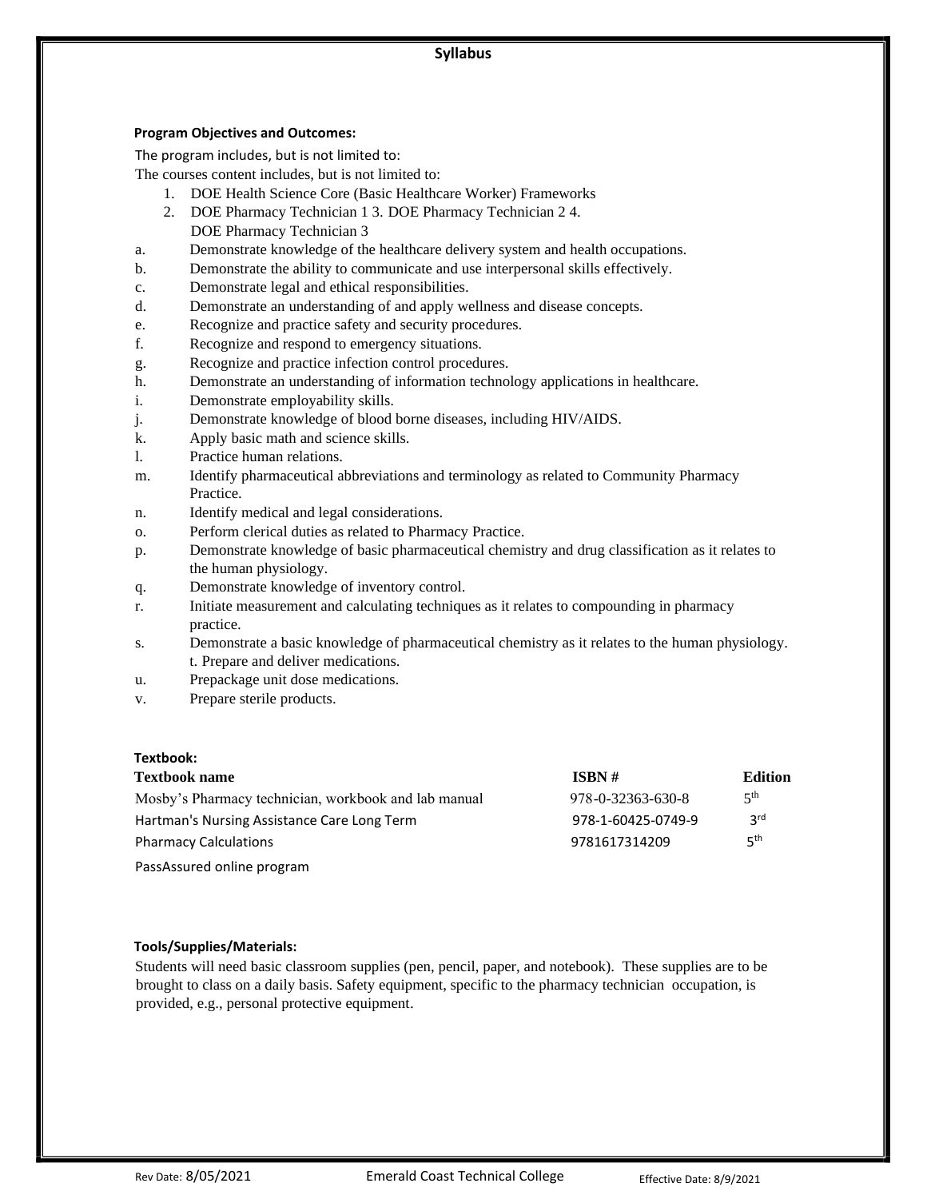**Syllabus**

**Program Objectives and Outcomes:**

The program includes, but is not limited to:

The courses content includes, but is not limited to:

1. DOE Health Science Core (Basic Healthcare Worker) Frameworks
2. DOE Pharmacy Technician 1 3. DOE Pharmacy Technician 2 4. DOE Pharmacy Technician 3

a. Demonstrate knowledge of the healthcare delivery system and health occupations.
b. Demonstrate the ability to communicate and use interpersonal skills effectively.
c. Demonstrate legal and ethical responsibilities.
d. Demonstrate an understanding of and apply wellness and disease concepts.
e. Recognize and practice safety and security procedures.
f. Recognize and respond to emergency situations.
g. Recognize and practice infection control procedures.
h. Demonstrate an understanding of information technology applications in healthcare.
i. Demonstrate employability skills.
j. Demonstrate knowledge of blood borne diseases, including HIV/AIDS.
k. Apply basic math and science skills.
l. Practice human relations.
m. Identify pharmaceutical abbreviations and terminology as related to Community Pharmacy Practice.
n. Identify medical and legal considerations.
o. Perform clerical duties as related to Pharmacy Practice.
p. Demonstrate knowledge of basic pharmaceutical chemistry and drug classification as it relates to the human physiology.
q. Demonstrate knowledge of inventory control.
r. Initiate measurement and calculating techniques as it relates to compounding in pharmacy practice.
s. Demonstrate a basic knowledge of pharmaceutical chemistry as it relates to the human physiology. t. Prepare and deliver medications.
u. Prepackage unit dose medications.
v. Prepare sterile products.

**Textbook:**

| Textbook name | ISBN # | Edition |
|---|---|---|
| Mosby's Pharmacy technician, workbook and lab manual | 978-0-32363-630-8 | 5th |
| Hartman's Nursing Assistance Care Long Term | 978-1-60425-0749-9 | 3rd |
| Pharmacy Calculations | 9781617314209 | 5th |
| PassAssured online program | | |

**Tools/Supplies/Materials:**

Students will need basic classroom supplies (pen, pencil, paper, and notebook). These supplies are to be brought to class on a daily basis. Safety equipment, specific to the pharmacy technician occupation, is provided, e.g., personal protective equipment.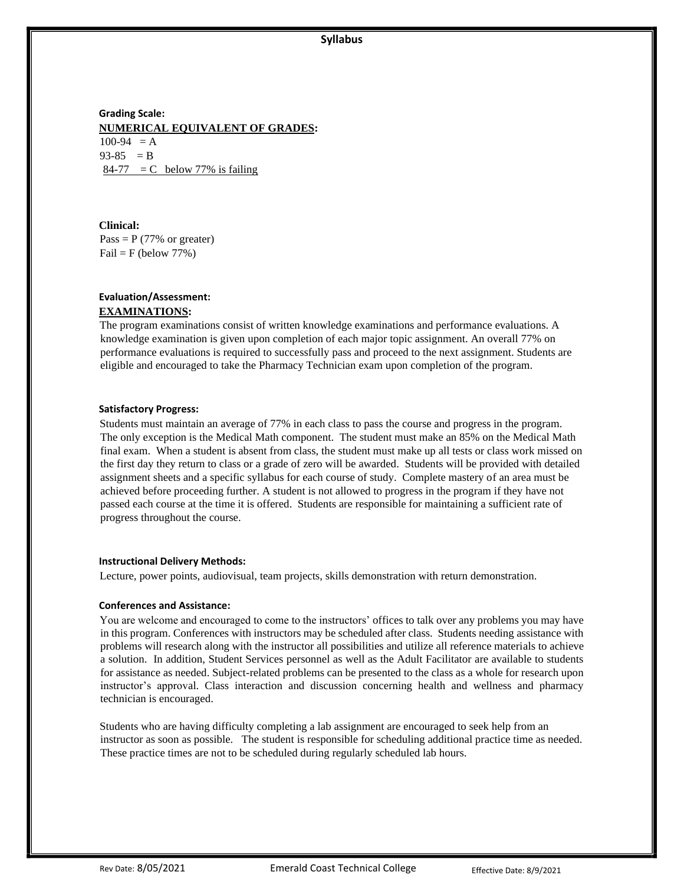## Grading Scale:

**NUMERICAL EQUIVALENT OF GRADES:**

100-94 = A
93-85 = B
84-77 = C below 77% is failing

**Clinical:**
Pass = P (77% or greater)
Fail = F (below 77%)

## Evaluation/Assessment:

**EXAMINATIONS:**

The program examinations consist of written knowledge examinations and performance evaluations. A knowledge examination is given upon completion of each major topic assignment. An overall 77% on performance evaluations is required to successfully pass and proceed to the next assignment. Students are eligible and encouraged to take the Pharmacy Technician exam upon completion of the program.

## Satisfactory Progress:

Students must maintain an average of 77% in each class to pass the course and progress in the program. The only exception is the Medical Math component. The student must make an 85% on the Medical Math final exam. When a student is absent from class, the student must make up all tests or class work missed on the first day they return to class or a grade of zero will be awarded. Students will be provided with detailed assignment sheets and a specific syllabus for each course of study. Complete mastery of an area must be achieved before proceeding further. A student is not allowed to progress in the program if they have not passed each course at the time it is offered. Students are responsible for maintaining a sufficient rate of progress throughout the course.

## Instructional Delivery Methods:

Lecture, power points, audiovisual, team projects, skills demonstration with return demonstration.

## Conferences and Assistance:

You are welcome and encouraged to come to the instructors' offices to talk over any problems you may have in this program. Conferences with instructors may be scheduled after class. Students needing assistance with problems will research along with the instructor all possibilities and utilize all reference materials to achieve a solution. In addition, Student Services personnel as well as the Adult Facilitator are available to students for assistance as needed. Subject-related problems can be presented to the class as a whole for research upon instructor's approval. Class interaction and discussion concerning health and wellness and pharmacy technician is encouraged.

Students who are having difficulty completing a lab assignment are encouraged to seek help from an instructor as soon as possible. The student is responsible for scheduling additional practice time as needed. These practice times are not to be scheduled during regularly scheduled lab hours.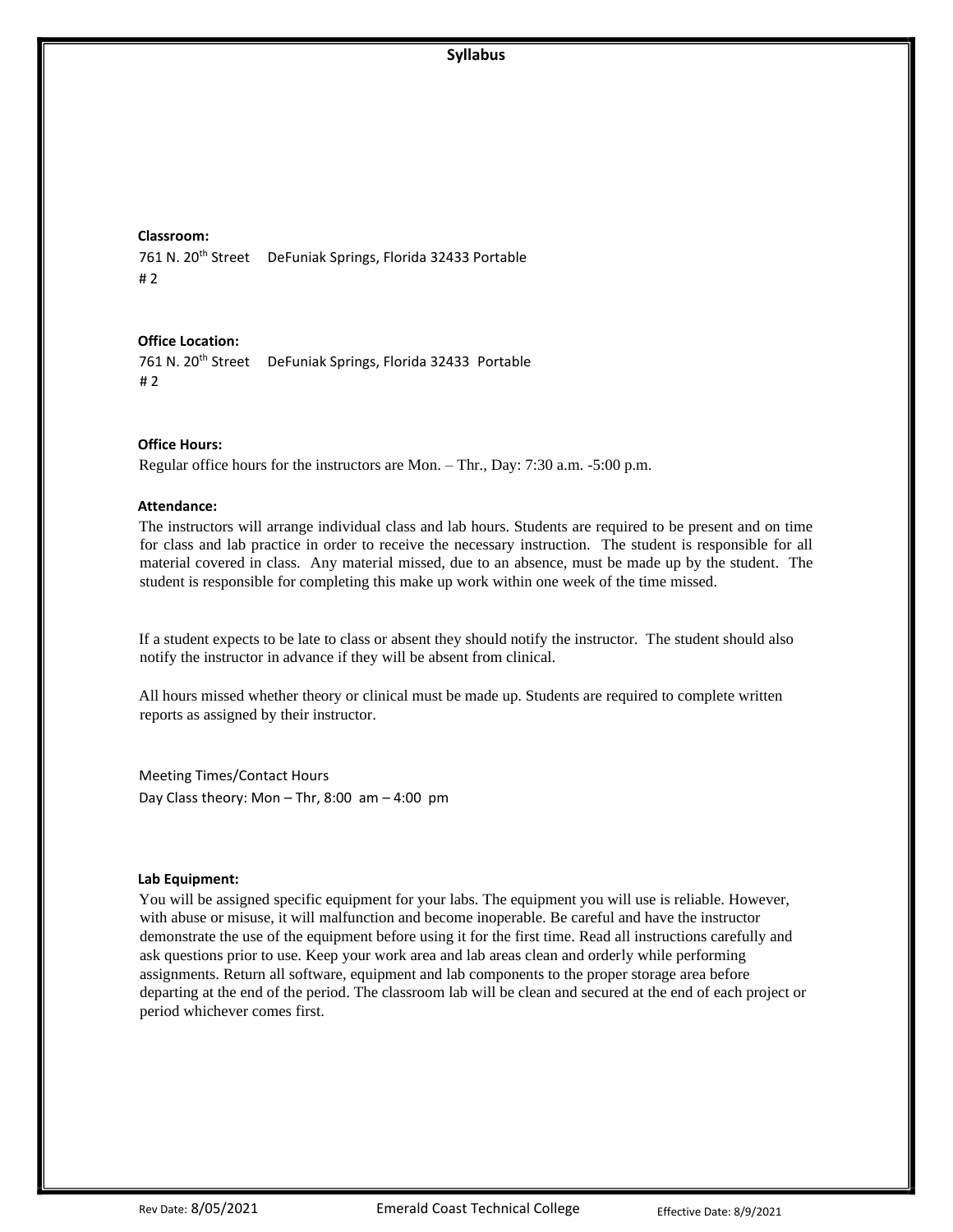## Syllabus

**Classroom:**
761 N. 20th Street DeFuniak Springs, Florida 32433 Portable # 2

**Office Location:**
761 N. 20th Street DeFuniak Springs, Florida 32433 Portable # 2

**Office Hours:**
Regular office hours for the instructors are Mon. – Thr., Day: 7:30 a.m. -5:00 p.m.

**Attendance:**
The instructors will arrange individual class and lab hours. Students are required to be present and on time for class and lab practice in order to receive the necessary instruction. The student is responsible for all material covered in class. Any material missed, due to an absence, must be made up by the student. The student is responsible for completing this make up work within one week of the time missed.

If a student expects to be late to class or absent they should notify the instructor. The student should also notify the instructor in advance if they will be absent from clinical.

All hours missed whether theory or clinical must be made up. Students are required to complete written reports as assigned by their instructor.

Meeting Times/Contact Hours
Day Class theory: Mon – Thr, 8:00 am – 4:00 pm

**Lab Equipment:**
You will be assigned specific equipment for your labs. The equipment you will use is reliable. However, with abuse or misuse, it will malfunction and become inoperable. Be careful and have the instructor demonstrate the use of the equipment before using it for the first time. Read all instructions carefully and ask questions prior to use. Keep your work area and lab areas clean and orderly while performing assignments. Return all software, equipment and lab components to the proper storage area before departing at the end of the period. The classroom lab will be clean and secured at the end of each project or period whichever comes first.

Rev Date: 8/05/2021 Emerald Coast Technical College Effective Date: 8/9/2021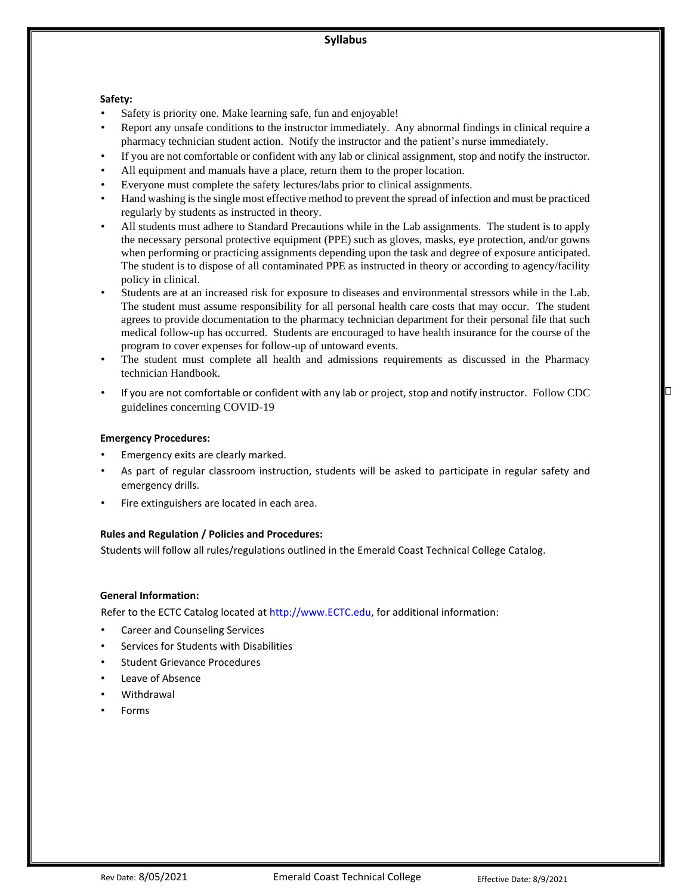**Safety:**

- Safety is priority one. Make learning safe, fun and enjoyable!
- Report any unsafe conditions to the instructor immediately. Any abnormal findings in clinical require a pharmacy technician student action. Notify the instructor and the patient's nurse immediately.
- If you are not comfortable or confident with any lab or clinical assignment, stop and notify the instructor.
- All equipment and manuals have a place, return them to the proper location.
- Everyone must complete the safety lectures/labs prior to clinical assignments.
- Hand washing is the single most effective method to prevent the spread of infection and must be practiced regularly by students as instructed in theory.
- All students must adhere to Standard Precautions while in the Lab assignments. The student is to apply the necessary personal protective equipment (PPE) such as gloves, masks, eye protection, and/or gowns when performing or practicing assignments depending upon the task and degree of exposure anticipated. The student is to dispose of all contaminated PPE as instructed in theory or according to agency/facility policy in clinical.
- Students are at an increased risk for exposure to diseases and environmental stressors while in the Lab. The student must assume responsibility for all personal health care costs that may occur. The student agrees to provide documentation to the pharmacy technician department for their personal file that such medical follow-up has occurred. Students are encouraged to have health insurance for the course of the program to cover expenses for follow-up of untoward events.
- The student must complete all health and admissions requirements as discussed in the Pharmacy technician Handbook.
- If you are not comfortable or confident with any lab or project, stop and notify instructor. Follow CDC guidelines concerning COVID-19

**Emergency Procedures:**

- Emergency exits are clearly marked.
- As part of regular classroom instruction, students will be asked to participate in regular safety and emergency drills.
- Fire extinguishers are located in each area.

**Rules and Regulation / Policies and Procedures:**

Students will follow all rules/regulations outlined in the Emerald Coast Technical College Catalog.

**General Information:**

Refer to the ECTC Catalog located at http://www.ECTC.edu, for additional information:

- Career and Counseling Services
- Services for Students with Disabilities
- Student Grievance Procedures
- Leave of Absence
- Withdrawal
- Forms